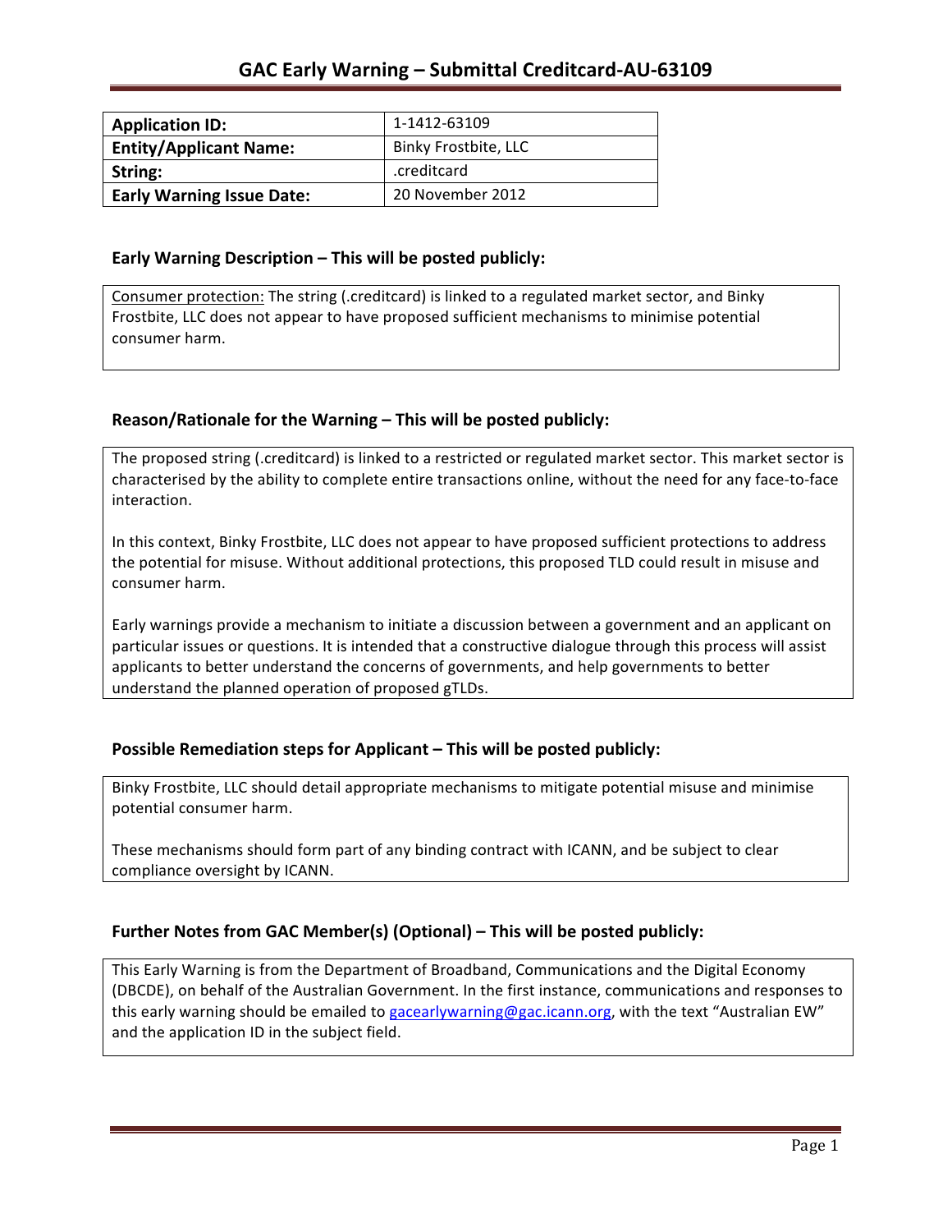# GAC Early Warning – Submittal Creditcard-AU-63109

| Application ID: | 1-1412-63109 |
| --- | --- |
| Entity/Applicant Name: | Binky Frostbite, LLC |
| String: | .creditcard |
| Early Warning Issue Date: | 20 November 2012 |

## Early Warning Description – This will be posted publicly:

Consumer protection: The string (.creditcard) is linked to a regulated market sector, and Binky Frostbite, LLC does not appear to have proposed sufficient mechanisms to minimise potential consumer harm.

## Reason/Rationale for the Warning – This will be posted publicly:

The proposed string (.creditcard) is linked to a restricted or regulated market sector. This market sector is characterised by the ability to complete entire transactions online, without the need for any face-to-face interaction.

In this context, Binky Frostbite, LLC does not appear to have proposed sufficient protections to address the potential for misuse. Without additional protections, this proposed TLD could result in misuse and consumer harm.

Early warnings provide a mechanism to initiate a discussion between a government and an applicant on particular issues or questions. It is intended that a constructive dialogue through this process will assist applicants to better understand the concerns of governments, and help governments to better understand the planned operation of proposed gTLDs.

## Possible Remediation steps for Applicant – This will be posted publicly:

Binky Frostbite, LLC should detail appropriate mechanisms to mitigate potential misuse and minimise potential consumer harm.

These mechanisms should form part of any binding contract with ICANN, and be subject to clear compliance oversight by ICANN.

## Further Notes from GAC Member(s) (Optional) – This will be posted publicly:

This Early Warning is from the Department of Broadband, Communications and the Digital Economy (DBCDE), on behalf of the Australian Government. In the first instance, communications and responses to this early warning should be emailed to gacearlywarning@gac.icann.org, with the text "Australian EW" and the application ID in the subject field.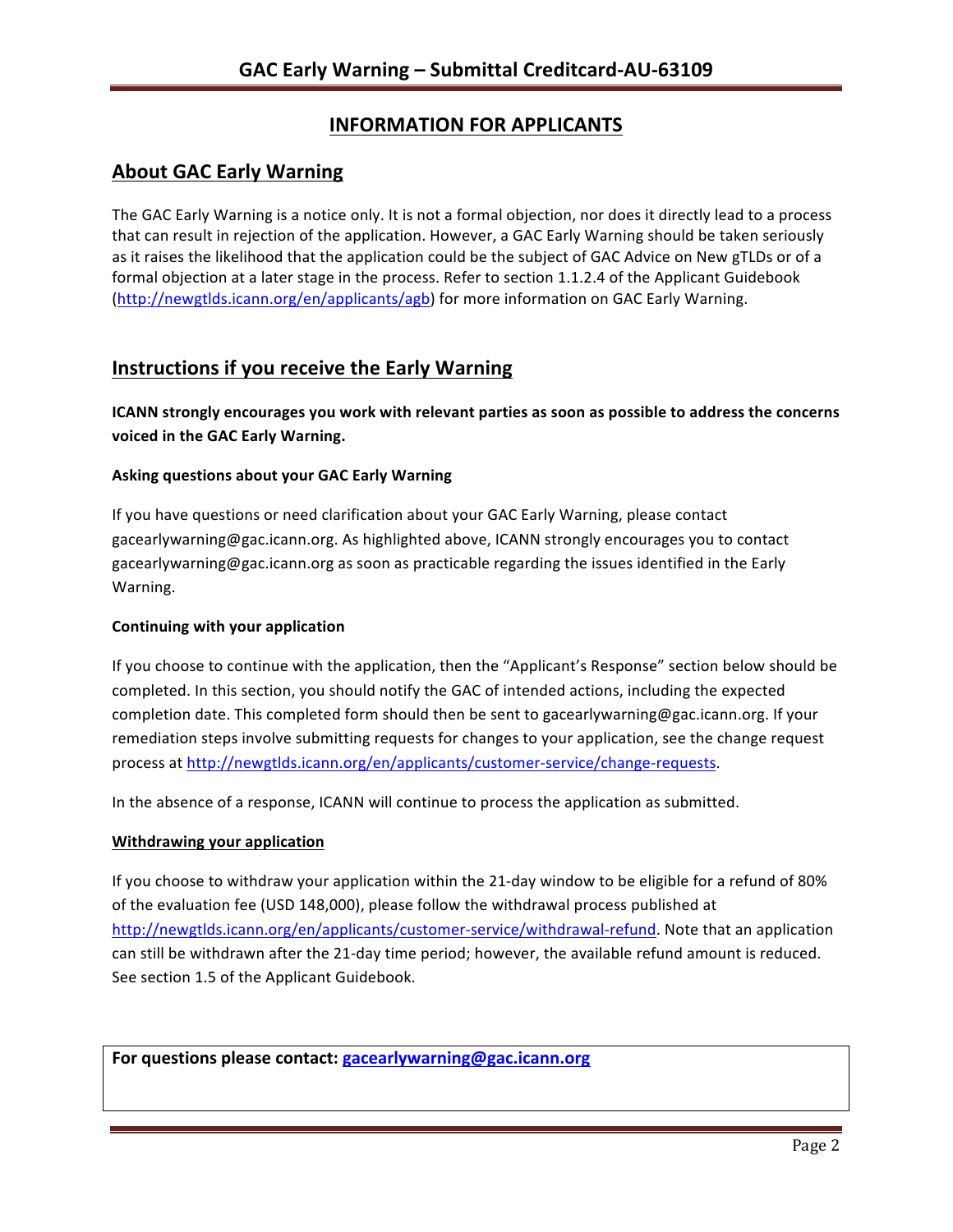# INFORMATION FOR APPLICANTS

## About GAC Early Warning

The GAC Early Warning is a notice only. It is not a formal objection, nor does it directly lead to a process that can result in rejection of the application. However, a GAC Early Warning should be taken seriously as it raises the likelihood that the application could be the subject of GAC Advice on New gTLDs or of a formal objection at a later stage in the process. Refer to section 1.1.2.4 of the Applicant Guidebook (http://newgtlds.icann.org/en/applicants/agb) for more information on GAC Early Warning.

## Instructions if you receive the Early Warning

**ICANN strongly encourages you work with relevant parties as soon as possible to address the concerns voiced in the GAC Early Warning.**

### Asking questions about your GAC Early Warning

If you have questions or need clarification about your GAC Early Warning, please contact gacearlywarning@gac.icann.org. As highlighted above, ICANN strongly encourages you to contact gacearlywarning@gac.icann.org as soon as practicable regarding the issues identified in the Early Warning.

### Continuing with your application

If you choose to continue with the application, then the "Applicant's Response" section below should be completed. In this section, you should notify the GAC of intended actions, including the expected completion date. This completed form should then be sent to gacearlywarning@gac.icann.org. If your remediation steps involve submitting requests for changes to your application, see the change request process at http://newgtlds.icann.org/en/applicants/customer-service/change-requests.

In the absence of a response, ICANN will continue to process the application as submitted.

### Withdrawing your application

If you choose to withdraw your application within the 21-day window to be eligible for a refund of 80% of the evaluation fee (USD 148,000), please follow the withdrawal process published at http://newgtlds.icann.org/en/applicants/customer-service/withdrawal-refund. Note that an application can still be withdrawn after the 21-day time period; however, the available refund amount is reduced. See section 1.5 of the Applicant Guidebook.

**For questions please contact: gacearlywarning@gac.icann.org**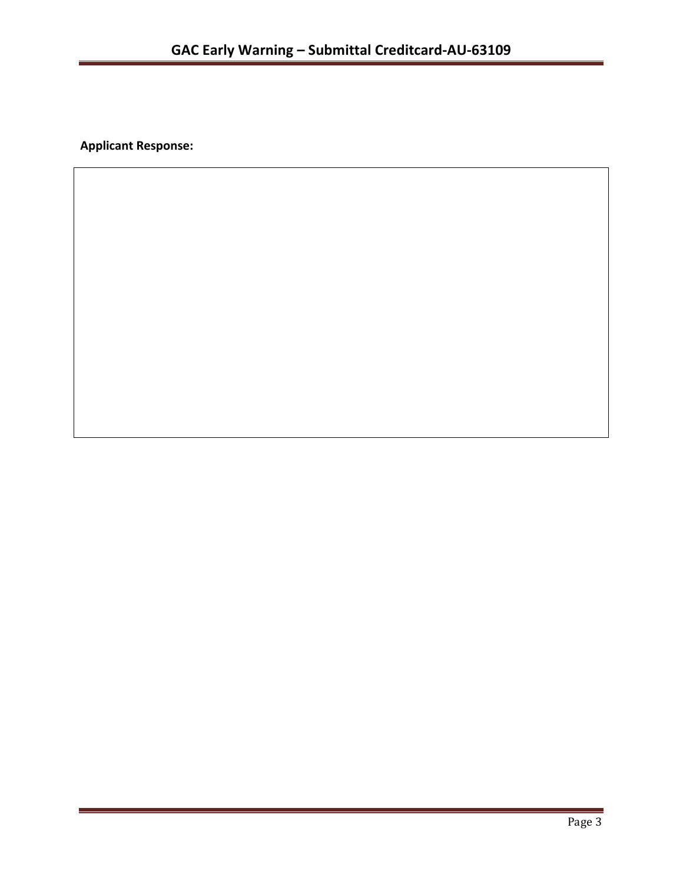**Applicant Response:**